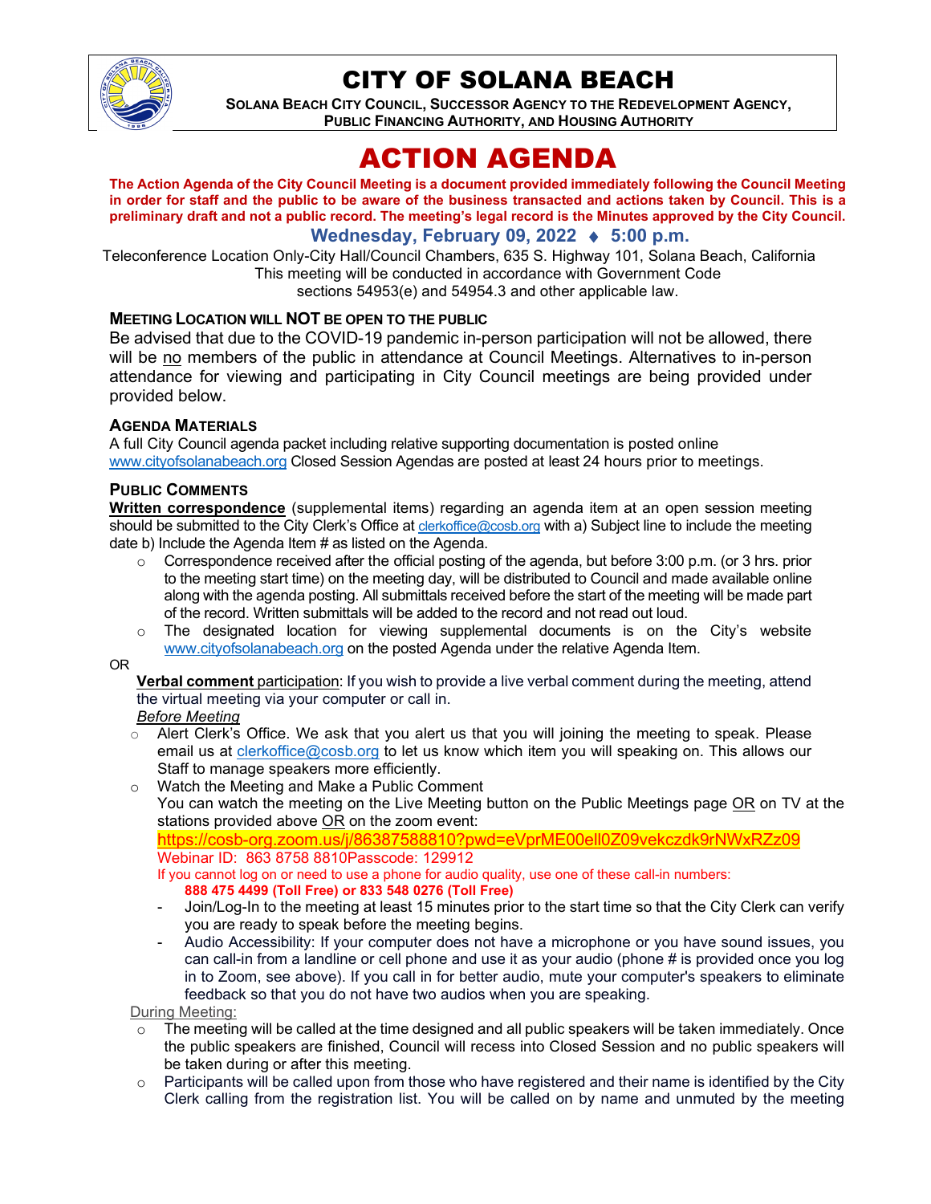# CITY OF SOLANA BEACH

**SOLANA BEACH CITY COUNCIL, SUCCESSOR AGENCY TO THE REDEVELOPMENT AGENCY, PUBLIC FINANCING AUTHORITY, AND HOUSING AUTHORITY**

# ACTION AGENDA

**The Action Agenda of the City Council Meeting is a document provided immediately following the Council Meeting in order for staff and the public to be aware of the business transacted and actions taken by Council. This is a preliminary draft and not a public record. The meeting's legal record is the Minutes approved by the City Council.**

**Wednesday, February 09, 2022 ♦ 5:00 p.m.**

Teleconference Location Only-City Hall/Council Chambers, 635 S. Highway 101, Solana Beach, California
This meeting will be conducted in accordance with Government Code sections 54953(e) and 54954.3 and other applicable law.

### MEETING LOCATION WILL NOT BE OPEN TO THE PUBLIC

Be advised that due to the COVID-19 pandemic in-person participation will not be allowed, there will be no members of the public in attendance at Council Meetings. Alternatives to in-person attendance for viewing and participating in City Council meetings are being provided under provided below.

### AGENDA MATERIALS

A full City Council agenda packet including relative supporting documentation is posted online www.cityofsolanabeach.org Closed Session Agendas are posted at least 24 hours prior to meetings.

### PUBLIC COMMENTS

**Written correspondence** (supplemental items) regarding an agenda item at an open session meeting should be submitted to the City Clerk's Office at clerkoffice@cosb.org with a) Subject line to include the meeting date b) Include the Agenda Item # as listed on the Agenda.

- Correspondence received after the official posting of the agenda, but before 3:00 p.m. (or 3 hrs. prior to the meeting start time) on the meeting day, will be distributed to Council and made available online along with the agenda posting. All submittals received before the start of the meeting will be made part of the record. Written submittals will be added to the record and not read out loud.
- The designated location for viewing supplemental documents is on the City's website www.cityofsolanabeach.org on the posted Agenda under the relative Agenda Item.

OR

**Verbal comment** participation: If you wish to provide a live verbal comment during the meeting, attend the virtual meeting via your computer or call in.

*Before Meeting*

- Alert Clerk's Office. We ask that you alert us that you will joining the meeting to speak. Please email us at clerkoffice@cosb.org to let us know which item you will speaking on. This allows our Staff to manage speakers more efficiently.
- Watch the Meeting and Make a Public Comment
  You can watch the meeting on the Live Meeting button on the Public Meetings page OR on TV at the stations provided above OR on the zoom event:
  https://cosb-org.zoom.us/j/86387588810?pwd=eVprME00ell0Z09vekczdk9rNWxRZz09
  Webinar ID: 863 8758 8810Passcode: 129912
  If you cannot log on or need to use a phone for audio quality, use one of these call-in numbers:
  **888 475 4499 (Toll Free) or 833 548 0276 (Toll Free)**
  - Join/Log-In to the meeting at least 15 minutes prior to the start time so that the City Clerk can verify you are ready to speak before the meeting begins.
  - Audio Accessibility: If your computer does not have a microphone or you have sound issues, you can call-in from a landline or cell phone and use it as your audio (phone # is provided once you log in to Zoom, see above). If you call in for better audio, mute your computer's speakers to eliminate feedback so that you do not have two audios when you are speaking.

During Meeting:

- The meeting will be called at the time designed and all public speakers will be taken immediately. Once the public speakers are finished, Council will recess into Closed Session and no public speakers will be taken during or after this meeting.
- Participants will be called upon from those who have registered and their name is identified by the City Clerk calling from the registration list. You will be called on by name and unmuted by the meeting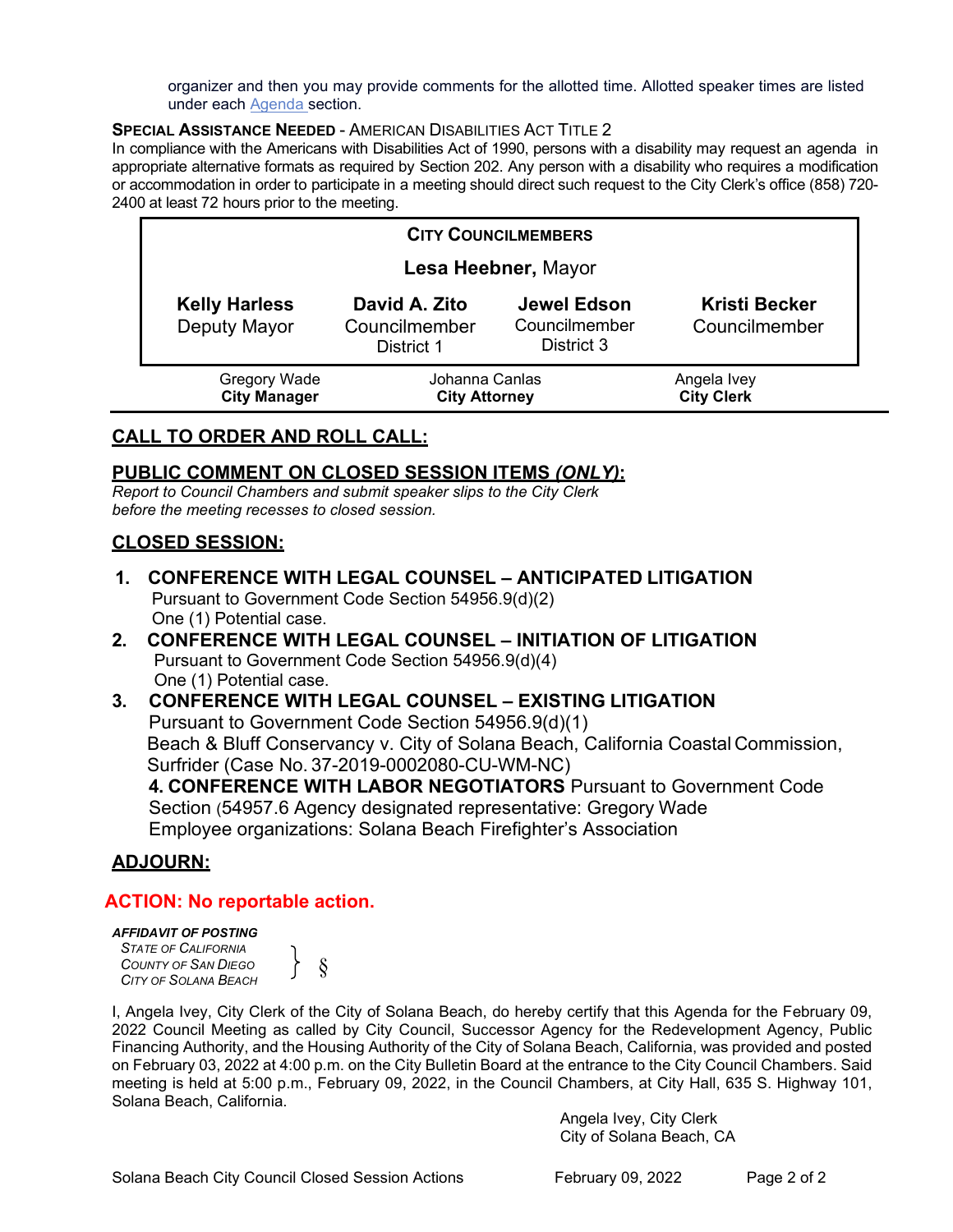organizer and then you may provide comments for the allotted time. Allotted speaker times are listed under each Agenda section.

**SPECIAL ASSISTANCE NEEDED** - AMERICAN DISABILITIES ACT TITLE 2

In compliance with the Americans with Disabilities Act of 1990, persons with a disability may request an agenda in appropriate alternative formats as required by Section 202. Any person with a disability who requires a modification or accommodation in order to participate in a meeting should direct such request to the City Clerk's office (858) 720-2400 at least 72 hours prior to the meeting.

**CITY COUNCILMEMBERS**

**Lesa Heebner,** Mayor

| | | | |
|---|---|---|---|
| **Kelly Harless**<br>Deputy Mayor | **David A. Zito**<br>Councilmember<br>District 1 | **Jewel Edson**<br>Councilmember<br>District 3 | **Kristi Becker**<br>Councilmember |

| | | |
|---|---|---|
| Gregory Wade<br>**City Manager** | Johanna Canlas<br>**City Attorney** | Angela Ivey<br>**City Clerk** |

## CALL TO ORDER AND ROLL CALL:

## PUBLIC COMMENT ON CLOSED SESSION ITEMS *(ONLY)*:

*Report to Council Chambers and submit speaker slips to the City Clerk before the meeting recesses to closed session.*

## CLOSED SESSION:

1. **CONFERENCE WITH LEGAL COUNSEL – ANTICIPATED LITIGATION**
   Pursuant to Government Code Section 54956.9(d)(2)
   One (1) Potential case.
2. **CONFERENCE WITH LEGAL COUNSEL – INITIATION OF LITIGATION**
   Pursuant to Government Code Section 54956.9(d)(4)
   One (1) Potential case.
3. **CONFERENCE WITH LEGAL COUNSEL – EXISTING LITIGATION**
   Pursuant to Government Code Section 54956.9(d)(1)
   Beach & Bluff Conservancy v. City of Solana Beach, California Coastal Commission, Surfrider (Case No. 37-2019-0002080-CU-WM-NC)
   **4. CONFERENCE WITH LABOR NEGOTIATORS** Pursuant to Government Code Section (54957.6 Agency designated representative: Gregory Wade
   Employee organizations: Solana Beach Firefighter's Association

## ADJOURN:

**ACTION: No reportable action.**

***AFFIDAVIT OF POSTING***

*STATE OF CALIFORNIA*
*COUNTY OF SAN DIEGO* } §
*CITY OF SOLANA BEACH*

I, Angela Ivey, City Clerk of the City of Solana Beach, do hereby certify that this Agenda for the February 09, 2022 Council Meeting as called by City Council, Successor Agency for the Redevelopment Agency, Public Financing Authority, and the Housing Authority of the City of Solana Beach, California, was provided and posted on February 03, 2022 at 4:00 p.m. on the City Bulletin Board at the entrance to the City Council Chambers. Said meeting is held at 5:00 p.m., February 09, 2022, in the Council Chambers, at City Hall, 635 S. Highway 101, Solana Beach, California.

Angela Ivey, City Clerk
City of Solana Beach, CA